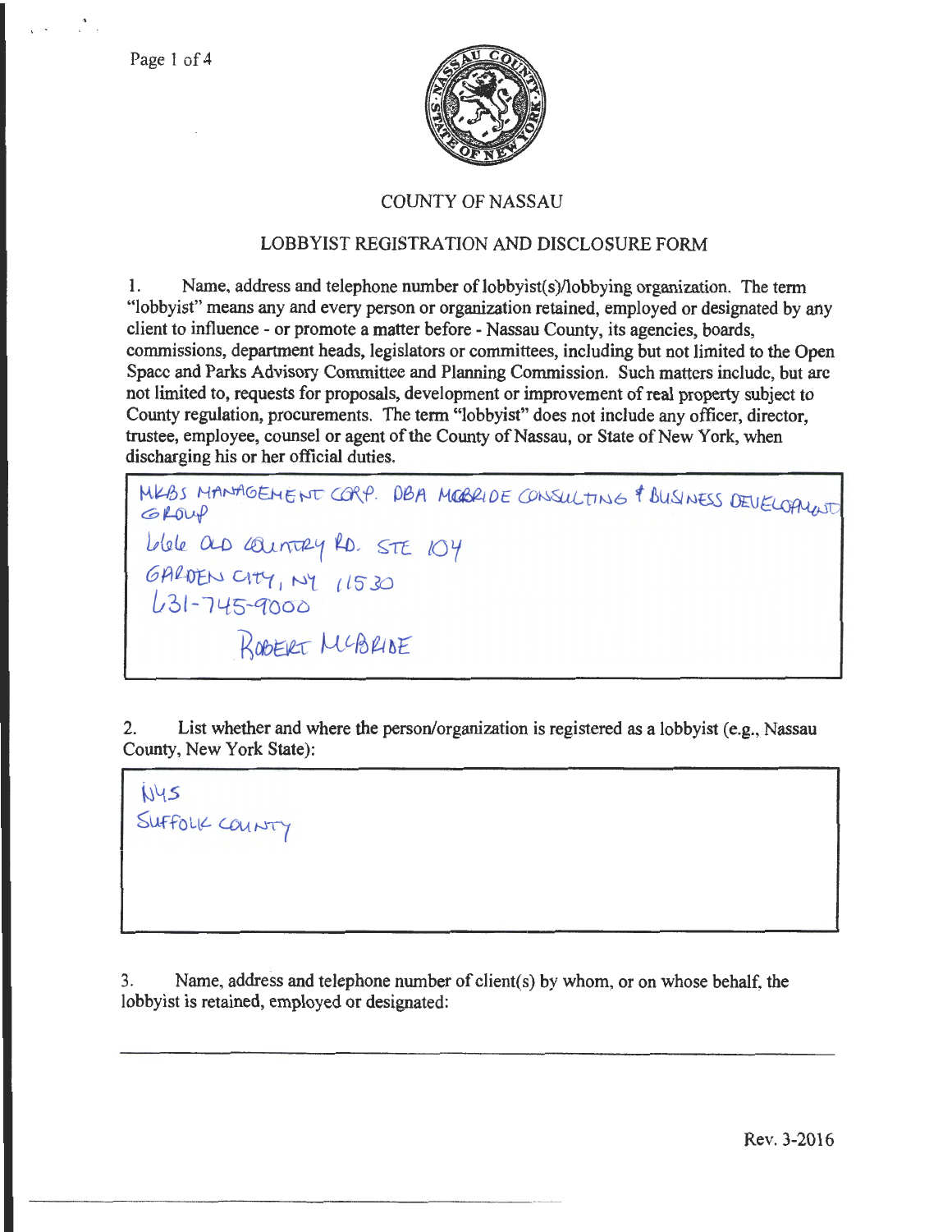## COUNTY OF NASSAU

## LOBBYIST REGISTRATION AND DISCLOSURE FORM

1. Name, address and telephone number of lobbyist(s)/lobbying organization. The term "lobbyist" means any and every person or organization retained, employed or designated by any client to influence - or promote a matter before - Nassau County, its agencies, boards, commissions, department heads, legislators or committees, including but not limited to the Open Space and Parks Advisory Committee and Planning Commission. Such matters include, but are not limited to, requests for proposals, development or improvement of real property subject to County regulation, procurements. The term "lobbyist" does not include any officer, director, trustee, employee, counsel or agent of the County of Nassau, or State of New York, when discharging his or her official duties.

MKBS MANAGEMENT CORP. DBA MCBRIDE CONSULTING & BUSINESS DEVELOPMENT GROUP
666 OLD COUNTRY RD. STE 104
GARDEN CITY, NY 11530
631-745-9000

ROBERT MCBRIDE

2. List whether and where the person/organization is registered as a lobbyist (e.g., Nassau County, New York State):

NYS
SUFFOLK COUNTY

3. Name, address and telephone number of client(s) by whom, or on whose behalf, the lobbyist is retained, employed or designated:

Rev. 3-2016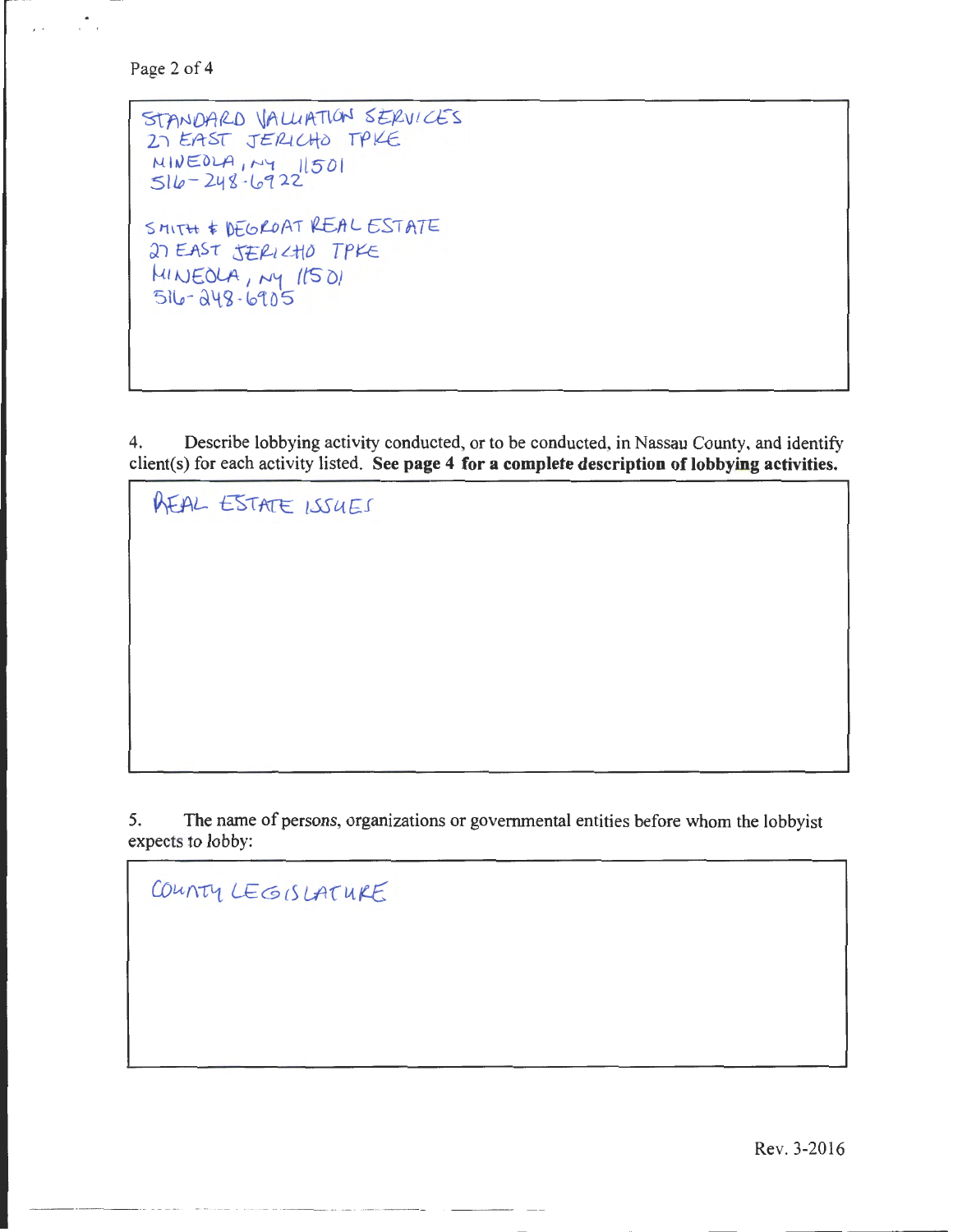STANDARD VALUATION SERVICES
27 EAST JERICHO TPKE
MINEOLA, NY 11501
516-248-6922

SMITH & DEGROAT REAL ESTATE
27 EAST JERICHO TPKE
MINEOLA, NY 11501
516-248-6905

4. Describe lobbying activity conducted, or to be conducted, in Nassau County, and identify client(s) for each activity listed. **See page 4 for a complete description of lobbying activities.**

REAL ESTATE ISSUES

5. The name of persons, organizations or governmental entities before whom the lobbyist expects to lobby:

COUNTY LEGISLATURE

Rev. 3-2016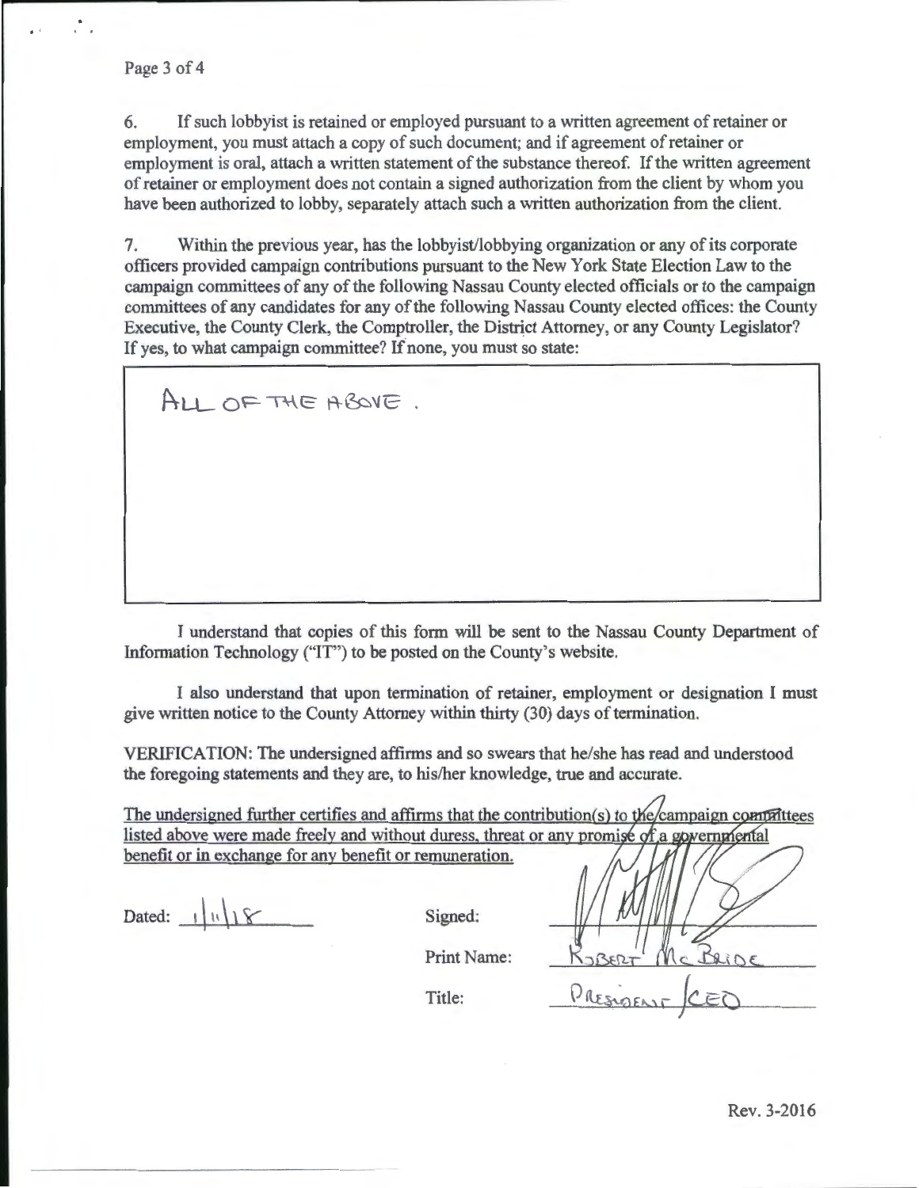6. If such lobbyist is retained or employed pursuant to a written agreement of retainer or employment, you must attach a copy of such document; and if agreement of retainer or employment is oral, attach a written statement of the substance thereof. If the written agreement of retainer or employment does not contain a signed authorization from the client by whom you have been authorized to lobby, separately attach such a written authorization from the client.

7. Within the previous year, has the lobbyist/lobbying organization or any of its corporate officers provided campaign contributions pursuant to the New York State Election Law to the campaign committees of any of the following Nassau County elected officials or to the campaign committees of any candidates for any of the following Nassau County elected offices: the County Executive, the County Clerk, the Comptroller, the District Attorney, or any County Legislator? If yes, to what campaign committee? If none, you must so state:

ALL OF THE ABOVE.

I understand that copies of this form will be sent to the Nassau County Department of Information Technology ("IT") to be posted on the County's website.

I also understand that upon termination of retainer, employment or designation I must give written notice to the County Attorney within thirty (30) days of termination.

VERIFICATION: The undersigned affirms and so swears that he/she has read and understood the foregoing statements and they are, to his/her knowledge, true and accurate.

The undersigned further certifies and affirms that the contribution(s) to the campaign committees listed above were made freely and without duress, threat or any promise of a governmental benefit or in exchange for any benefit or remuneration.

Dated: 1/11/18

Signed: [signature]

Print Name: Robert McBride

Title: President/CEO

Rev. 3-2016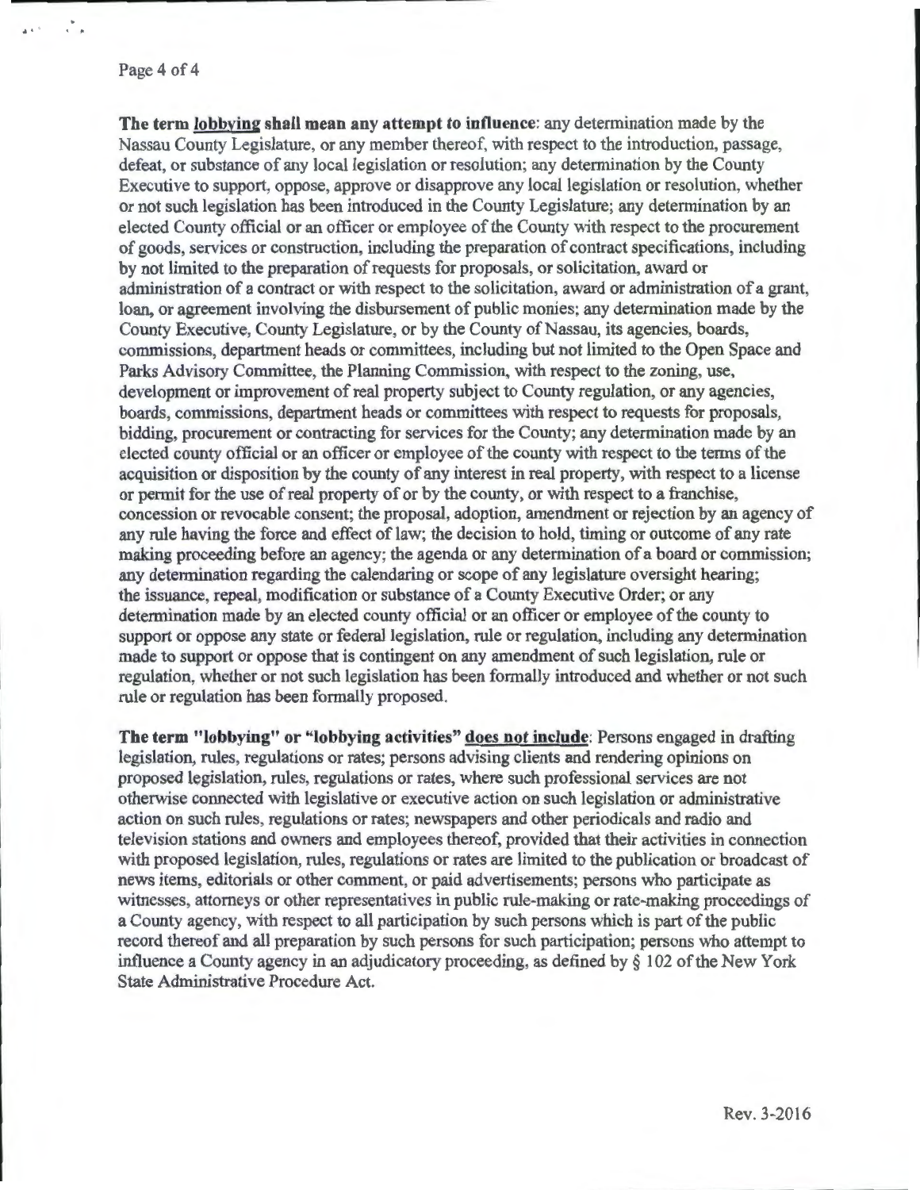**The term lobbying shall mean any attempt to influence**: any determination made by the Nassau County Legislature, or any member thereof, with respect to the introduction, passage, defeat, or substance of any local legislation or resolution; any determination by the County Executive to support, oppose, approve or disapprove any local legislation or resolution, whether or not such legislation has been introduced in the County Legislature; any determination by an elected County official or an officer or employee of the County with respect to the procurement of goods, services or construction, including the preparation of contract specifications, including by not limited to the preparation of requests for proposals, or solicitation, award or administration of a contract or with respect to the solicitation, award or administration of a grant, loan, or agreement involving the disbursement of public monies; any determination made by the County Executive, County Legislature, or by the County of Nassau, its agencies, boards, commissions, department heads or committees, including but not limited to the Open Space and Parks Advisory Committee, the Planning Commission, with respect to the zoning, use, development or improvement of real property subject to County regulation, or any agencies, boards, commissions, department heads or committees with respect to requests for proposals, bidding, procurement or contracting for services for the County; any determination made by an elected county official or an officer or employee of the county with respect to the terms of the acquisition or disposition by the county of any interest in real property, with respect to a license or permit for the use of real property of or by the county, or with respect to a franchise, concession or revocable consent; the proposal, adoption, amendment or rejection by an agency of any rule having the force and effect of law; the decision to hold, timing or outcome of any rate making proceeding before an agency; the agenda or any determination of a board or commission; any determination regarding the calendaring or scope of any legislature oversight hearing; the issuance, repeal, modification or substance of a County Executive Order; or any determination made by an elected county official or an officer or employee of the county to support or oppose any state or federal legislation, rule or regulation, including any determination made to support or oppose that is contingent on any amendment of such legislation, rule or regulation, whether or not such legislation has been formally introduced and whether or not such rule or regulation has been formally proposed.

**The term "lobbying" or "lobbying activities" does not include**: Persons engaged in drafting legislation, rules, regulations or rates; persons advising clients and rendering opinions on proposed legislation, rules, regulations or rates, where such professional services are not otherwise connected with legislative or executive action on such legislation or administrative action on such rules, regulations or rates; newspapers and other periodicals and radio and television stations and owners and employees thereof, provided that their activities in connection with proposed legislation, rules, regulations or rates are limited to the publication or broadcast of news items, editorials or other comment, or paid advertisements; persons who participate as witnesses, attorneys or other representatives in public rule-making or rate-making proceedings of a County agency, with respect to all participation by such persons which is part of the public record thereof and all preparation by such persons for such participation; persons who attempt to influence a County agency in an adjudicatory proceeding, as defined by § 102 of the New York State Administrative Procedure Act.

Rev. 3-2016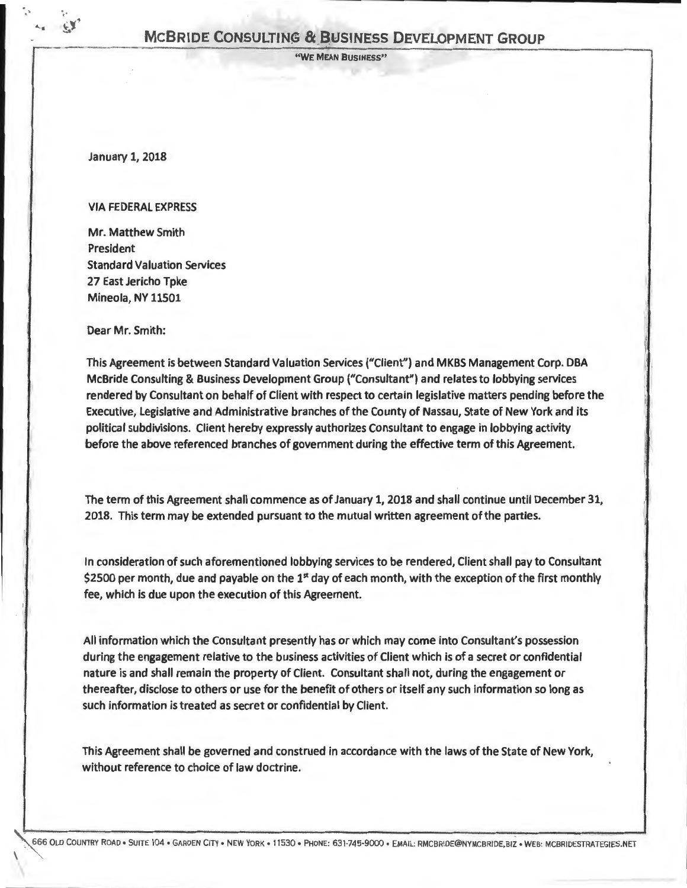# McBride Consulting & Business Development Group

"We Mean Business"

January 1, 2018

VIA FEDERAL EXPRESS

Mr. Matthew Smith
President
Standard Valuation Services
27 East Jericho Tpke
Mineola, NY 11501

Dear Mr. Smith:

This Agreement is between Standard Valuation Services ("Client") and MKBS Management Corp. DBA McBride Consulting & Business Development Group ("Consultant") and relates to lobbying services rendered by Consultant on behalf of Client with respect to certain legislative matters pending before the Executive, Legislative and Administrative branches of the County of Nassau, State of New York and its political subdivisions. Client hereby expressly authorizes Consultant to engage in lobbying activity before the above referenced branches of government during the effective term of this Agreement.

The term of this Agreement shall commence as of January 1, 2018 and shall continue until December 31, 2018. This term may be extended pursuant to the mutual written agreement of the parties.

In consideration of such aforementioned lobbying services to be rendered, Client shall pay to Consultant $2500 per month, due and payable on the 1st day of each month, with the exception of the first monthly fee, which is due upon the execution of this Agreement.

All information which the Consultant presently has or which may come into Consultant's possession during the engagement relative to the business activities of Client which is of a secret or confidential nature is and shall remain the property of Client. Consultant shall not, during the engagement or thereafter, disclose to others or use for the benefit of others or itself any such information so long as such information is treated as secret or confidential by Client.

This Agreement shall be governed and construed in accordance with the laws of the State of New York, without reference to choice of law doctrine.

666 Old Country Road • Suite 104 • Garden City • New York • 11530 • Phone: 631-745-9000 • Email: RMCBRIDE@NYMCBRIDE.BIZ • Web: MCBRIDESTRATEGIES.NET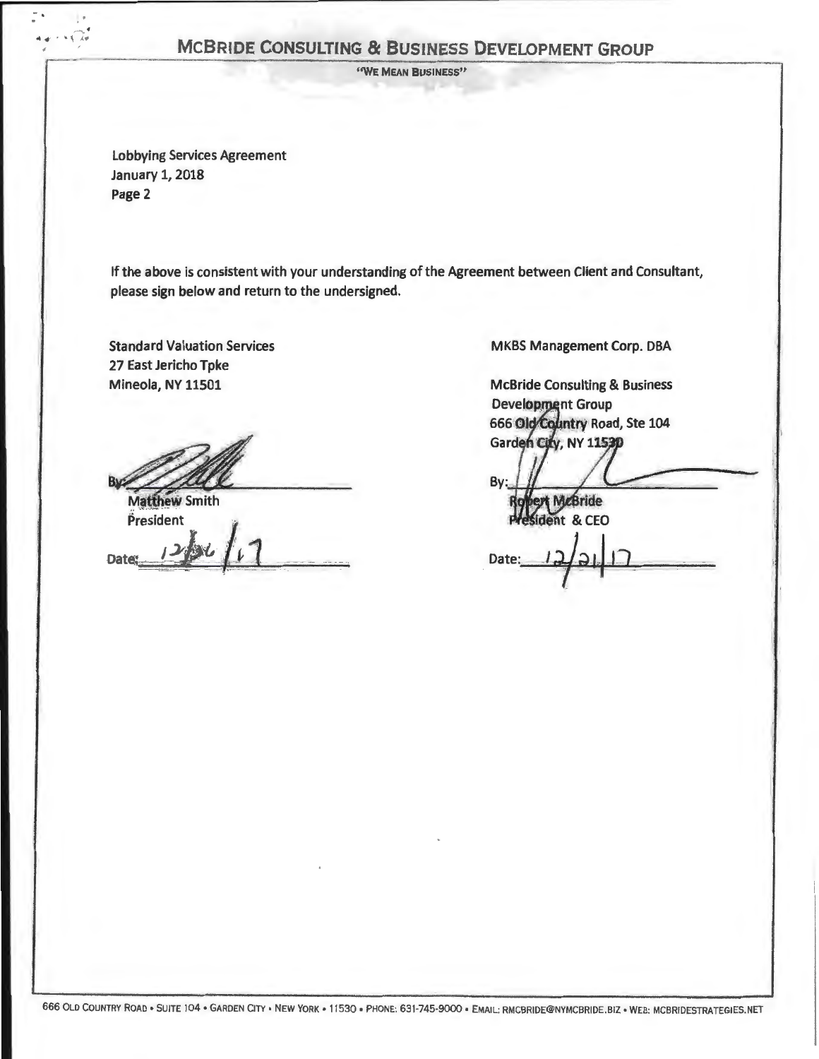# McBride Consulting & Business Development Group

"We Mean Business"

Lobbying Services Agreement
January 1, 2018
Page 2

If the above is consistent with your understanding of the Agreement between Client and Consultant, please sign below and return to the undersigned.

Standard Valuation Services
27 East Jericho Tpke
Mineola, NY 11501

By: ______________________
Matthew Smith
President

Date: 12/26/17

MKBS Management Corp. DBA

McBride Consulting & Business Development Group
666 Old Country Road, Ste 104
Garden City, NY 11530

By: ______________________
Robert McBride
President & CEO

Date: 12/21/17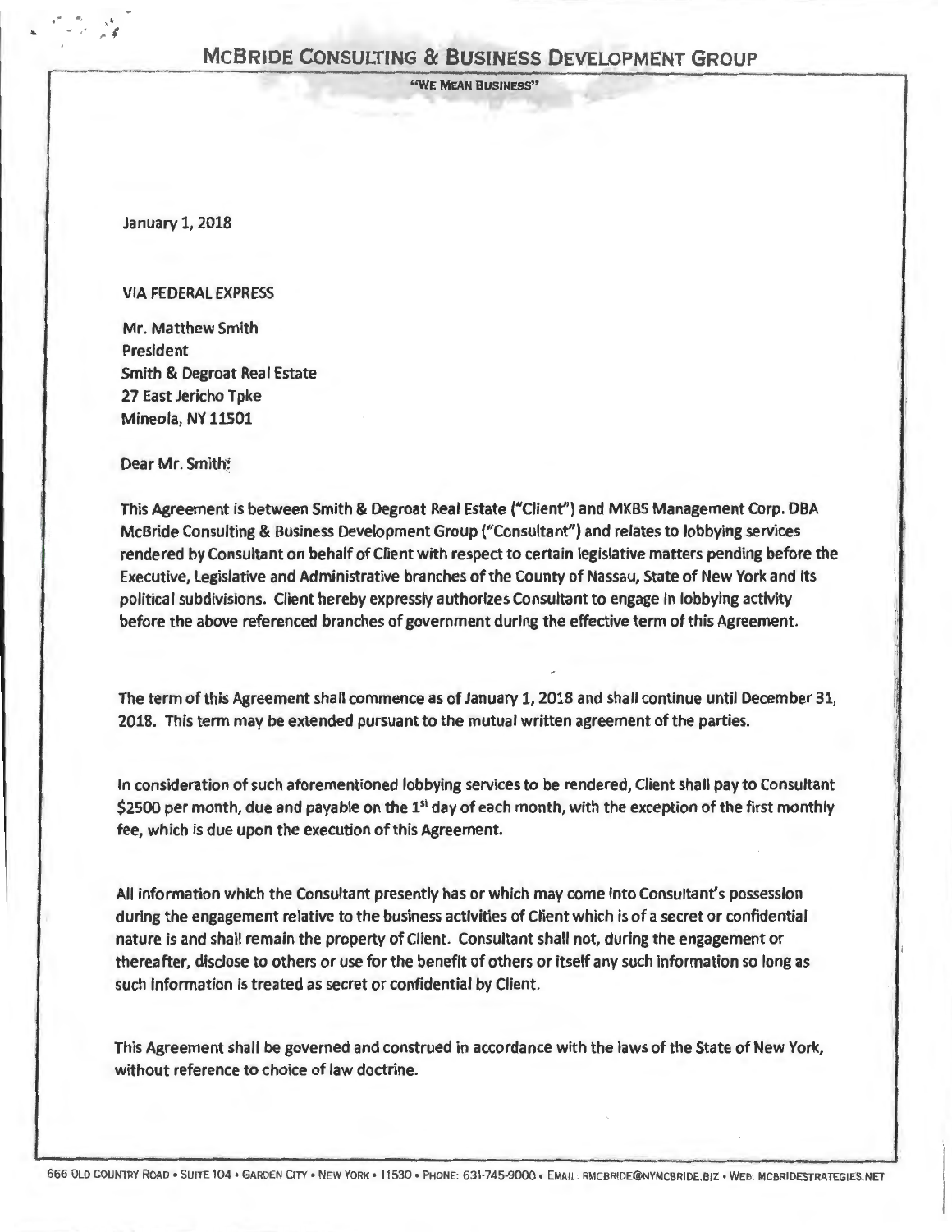# McBride Consulting & Business Development Group

"We Mean Business"

January 1, 2018

VIA FEDERAL EXPRESS

Mr. Matthew Smith
President
Smith & Degroat Real Estate
27 East Jericho Tpke
Mineola, NY 11501

Dear Mr. Smith:

This Agreement is between Smith & Degroat Real Estate ("Client") and MKBS Management Corp. DBA McBride Consulting & Business Development Group ("Consultant") and relates to lobbying services rendered by Consultant on behalf of Client with respect to certain legislative matters pending before the Executive, Legislative and Administrative branches of the County of Nassau, State of New York and its political subdivisions. Client hereby expressly authorizes Consultant to engage in lobbying activity before the above referenced branches of government during the effective term of this Agreement.

The term of this Agreement shall commence as of January 1, 2018 and shall continue until December 31, 2018. This term may be extended pursuant to the mutual written agreement of the parties.

In consideration of such aforementioned lobbying services to be rendered, Client shall pay to Consultant $2500 per month, due and payable on the 1st day of each month, with the exception of the first monthly fee, which is due upon the execution of this Agreement.

All information which the Consultant presently has or which may come into Consultant's possession during the engagement relative to the business activities of Client which is of a secret or confidential nature is and shall remain the property of Client. Consultant shall not, during the engagement or thereafter, disclose to others or use for the benefit of others or itself any such information so long as such information is treated as secret or confidential by Client.

This Agreement shall be governed and construed in accordance with the laws of the State of New York, without reference to choice of law doctrine.

666 Old Country Road • Suite 104 • Garden City • New York • 11530 • Phone: 631-745-9000 • Email: RMCBRIDE@NYMCBRIDE.BIZ • Web: MCBRIDESTRATEGIES.NET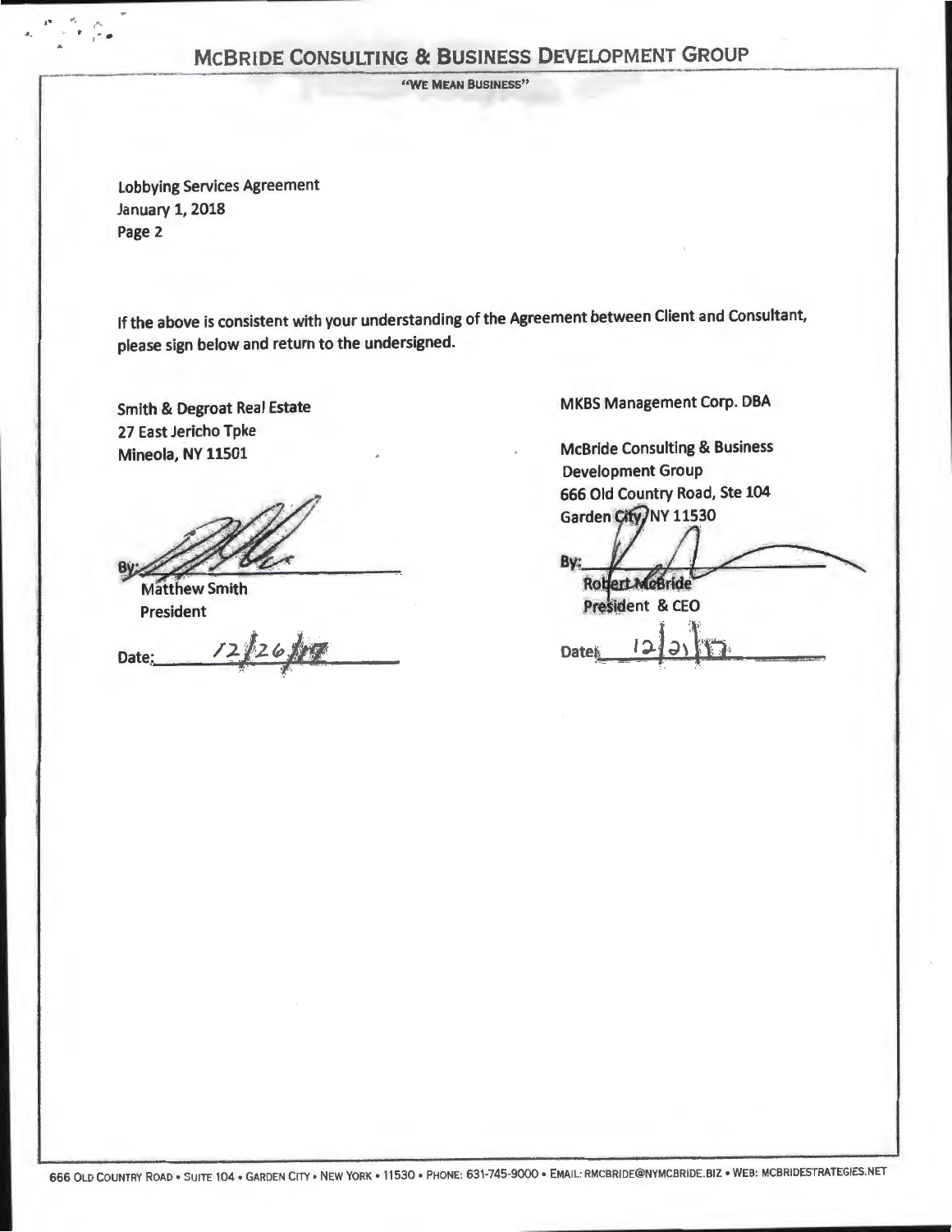# McBride Consulting & Business Development Group

"We Mean Business"

Lobbying Services Agreement
January 1, 2018
Page 2

If the above is consistent with your understanding of the Agreement between Client and Consultant, please sign below and return to the undersigned.

Smith & Degroat Real Estate
27 East Jericho Tpke
Mineola, NY 11501

By:______________________
Matthew Smith
President

Date: 12/26/17

MKBS Management Corp. DBA

McBride Consulting & Business Development Group
666 Old Country Road, Ste 104
Garden City, NY 11530

By:______________________
Robert McBride
President & CEO

Date: 12/21/17

666 Old Country Road • Suite 104 • Garden City • New York • 11530 • Phone: 631-745-9000 • Email: rmcbride@nymcbride.biz • Web: mcbridestrategies.net